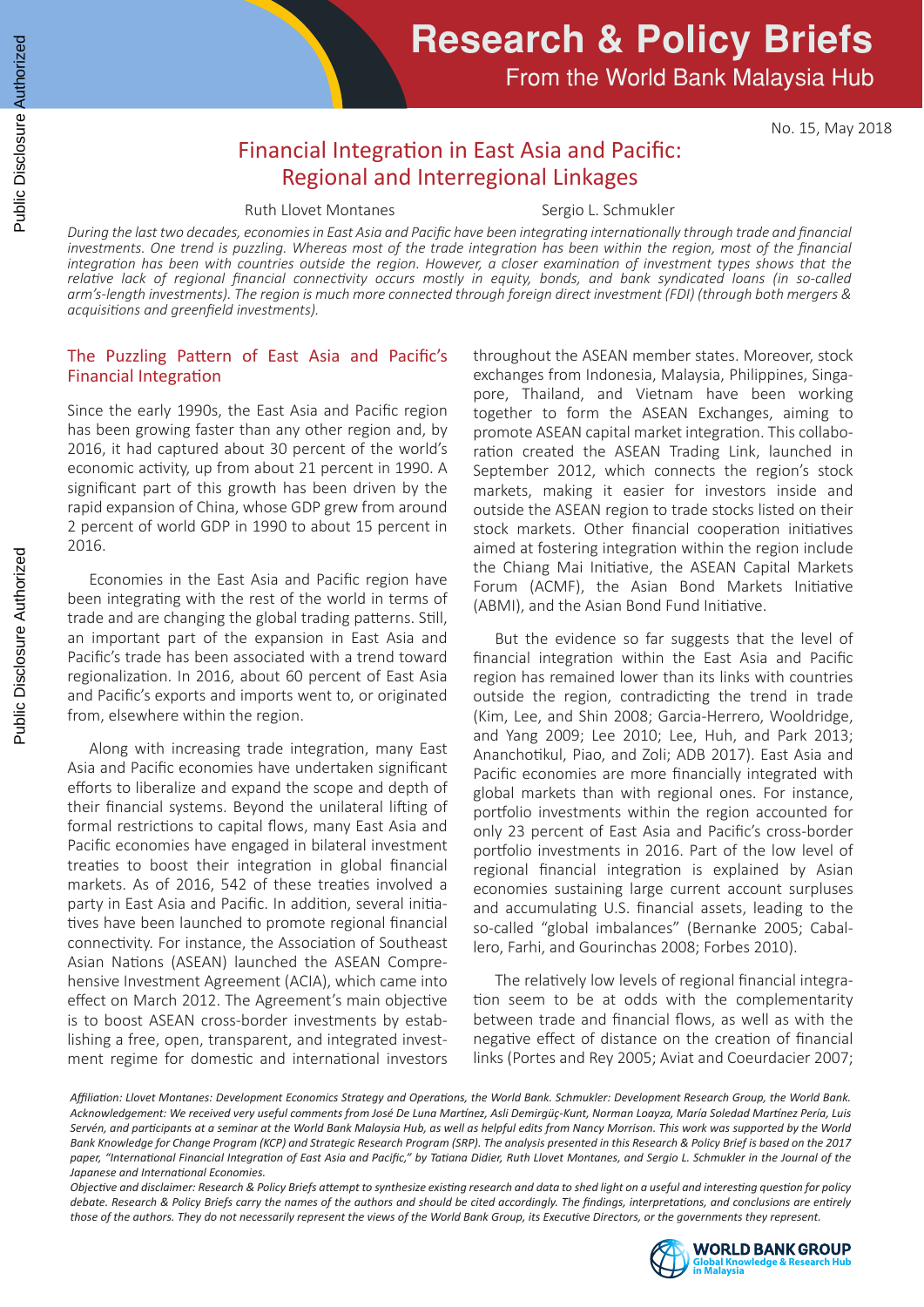# Research & Policy Briefs

From the World Bank Malaysia Hub

No. 15, May 2018

## Financial Integration in East Asia and Pacific: Regional and Interregional Linkages

Ruth Llovet Montanes    Sergio L. Schmukler

*During the last two decades, economies in East Asia and Pacific have been integrating internationally through trade and financial investments. One trend is puzzling. Whereas most of the trade integration has been within the region, most of the financial integration has been with countries outside the region. However, a closer examination of investment types shows that the relative lack of regional financial connectivity occurs mostly in equity, bonds, and bank syndicated loans (in so-called arm's-length investments). The region is much more connected through foreign direct investment (FDI) (through both mergers & acquisitions and greenfield investments).*

### The Puzzling Pattern of East Asia and Pacific's Financial Integration

Since the early 1990s, the East Asia and Pacific region has been growing faster than any other region and, by 2016, it had captured about 30 percent of the world's economic activity, up from about 21 percent in 1990. A significant part of this growth has been driven by the rapid expansion of China, whose GDP grew from around 2 percent of world GDP in 1990 to about 15 percent in 2016.

Economies in the East Asia and Pacific region have been integrating with the rest of the world in terms of trade and are changing the global trading patterns. Still, an important part of the expansion in East Asia and Pacific's trade has been associated with a trend toward regionalization. In 2016, about 60 percent of East Asia and Pacific's exports and imports went to, or originated from, elsewhere within the region.

Along with increasing trade integration, many East Asia and Pacific economies have undertaken significant efforts to liberalize and expand the scope and depth of their financial systems. Beyond the unilateral lifting of formal restrictions to capital flows, many East Asia and Pacific economies have engaged in bilateral investment treaties to boost their integration in global financial markets. As of 2016, 542 of these treaties involved a party in East Asia and Pacific. In addition, several initiatives have been launched to promote regional financial connectivity. For instance, the Association of Southeast Asian Nations (ASEAN) launched the ASEAN Comprehensive Investment Agreement (ACIA), which came into effect on March 2012. The Agreement's main objective is to boost ASEAN cross-border investments by establishing a free, open, transparent, and integrated investment regime for domestic and international investors throughout the ASEAN member states. Moreover, stock exchanges from Indonesia, Malaysia, Philippines, Singapore, Thailand, and Vietnam have been working together to form the ASEAN Exchanges, aiming to promote ASEAN capital market integration. This collaboration created the ASEAN Trading Link, launched in September 2012, which connects the region's stock markets, making it easier for investors inside and outside the ASEAN region to trade stocks listed on their stock markets. Other financial cooperation initiatives aimed at fostering integration within the region include the Chiang Mai Initiative, the ASEAN Capital Markets Forum (ACMF), the Asian Bond Markets Initiative (ABMI), and the Asian Bond Fund Initiative.

But the evidence so far suggests that the level of financial integration within the East Asia and Pacific region has remained lower than its links with countries outside the region, contradicting the trend in trade (Kim, Lee, and Shin 2008; Garcia-Herrero, Wooldridge, and Yang 2009; Lee 2010; Lee, Huh, and Park 2013; Ananchotikul, Piao, and Zoli; ADB 2017). East Asia and Pacific economies are more financially integrated with global markets than with regional ones. For instance, portfolio investments within the region accounted for only 23 percent of East Asia and Pacific's cross-border portfolio investments in 2016. Part of the low level of regional financial integration is explained by Asian economies sustaining large current account surpluses and accumulating U.S. financial assets, leading to the so-called "global imbalances" (Bernanke 2005; Caballero, Farhi, and Gourinchas 2008; Forbes 2010).

The relatively low levels of regional financial integration seem to be at odds with the complementarity between trade and financial flows, as well as with the negative effect of distance on the creation of financial links (Portes and Rey 2005; Aviat and Coeurdacier 2007;

*Affiliation: Llovet Montanes: Development Economics Strategy and Operations, the World Bank. Schmukler: Development Research Group, the World Bank. Acknowledgement: We received very useful comments from José De Luna Martínez, Asli Demirgüç-Kunt, Norman Loayza, María Soledad Martínez Pería, Luis Servén, and participants at a seminar at the World Bank Malaysia Hub, as well as helpful edits from Nancy Morrison. This work was supported by the World Bank Knowledge for Change Program (KCP) and Strategic Research Program (SRP). The analysis presented in this Research & Policy Brief is based on the 2017 paper, "International Financial Integration of East Asia and Pacific," by Tatiana Didier, Ruth Llovet Montanes, and Sergio L. Schmukler in the Journal of the Japanese and International Economies.*

*Objective and disclaimer: Research & Policy Briefs attempt to synthesize existing research and data to shed light on a useful and interesting question for policy debate. Research & Policy Briefs carry the names of the authors and should be cited accordingly. The findings, interpretations, and conclusions are entirely those of the authors. They do not necessarily represent the views of the World Bank Group, its Executive Directors, or the governments they represent.*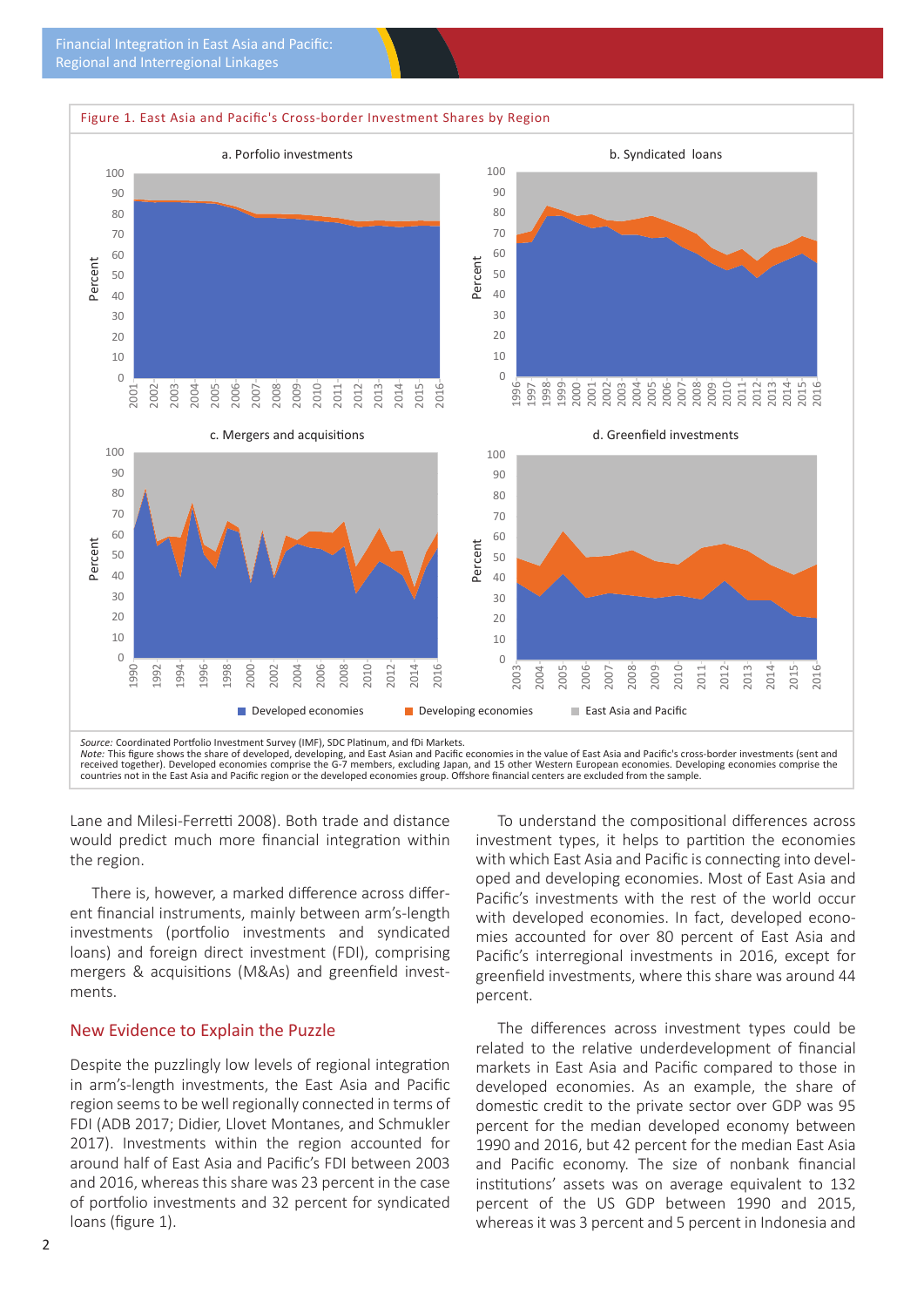Figure 1. East Asia and Pacific's Cross-border Investment Shares by Region

*Source:* Coordinated Portfolio Investment Survey (IMF), SDC Platinum, and fDi Markets.
*Note:* This figure shows the share of developed, developing, and East Asian and Pacific economies in the value of East Asia and Pacific's cross-border investments (sent and received together). Developed economies comprise the G-7 members, excluding Japan, and 15 other Western European economies. Developing economies comprise the countries not in the East Asia and Pacific region or the developed economies group. Offshore financial centers are excluded from the sample.

Lane and Milesi-Ferretti 2008). Both trade and distance would predict much more financial integration within the region.

There is, however, a marked difference across different financial instruments, mainly between arm's-length investments (portfolio investments and syndicated loans) and foreign direct investment (FDI), comprising mergers & acquisitions (M&As) and greenfield investments.

## New Evidence to Explain the Puzzle

Despite the puzzlingly low levels of regional integration in arm's-length investments, the East Asia and Pacific region seems to be well regionally connected in terms of FDI (ADB 2017; Didier, Llovet Montanes, and Schmukler 2017). Investments within the region accounted for around half of East Asia and Pacific's FDI between 2003 and 2016, whereas this share was 23 percent in the case of portfolio investments and 32 percent for syndicated loans (figure 1).

To understand the compositional differences across investment types, it helps to partition the economies with which East Asia and Pacific is connecting into developed and developing economies. Most of East Asia and Pacific's investments with the rest of the world occur with developed economies. In fact, developed economies accounted for over 80 percent of East Asia and Pacific's interregional investments in 2016, except for greenfield investments, where this share was around 44 percent.

The differences across investment types could be related to the relative underdevelopment of financial markets in East Asia and Pacific compared to those in developed economies. As an example, the share of domestic credit to the private sector over GDP was 95 percent for the median developed economy between 1990 and 2016, but 42 percent for the median East Asia and Pacific economy. The size of nonbank financial institutions' assets was on average equivalent to 132 percent of the US GDP between 1990 and 2015, whereas it was 3 percent and 5 percent in Indonesia and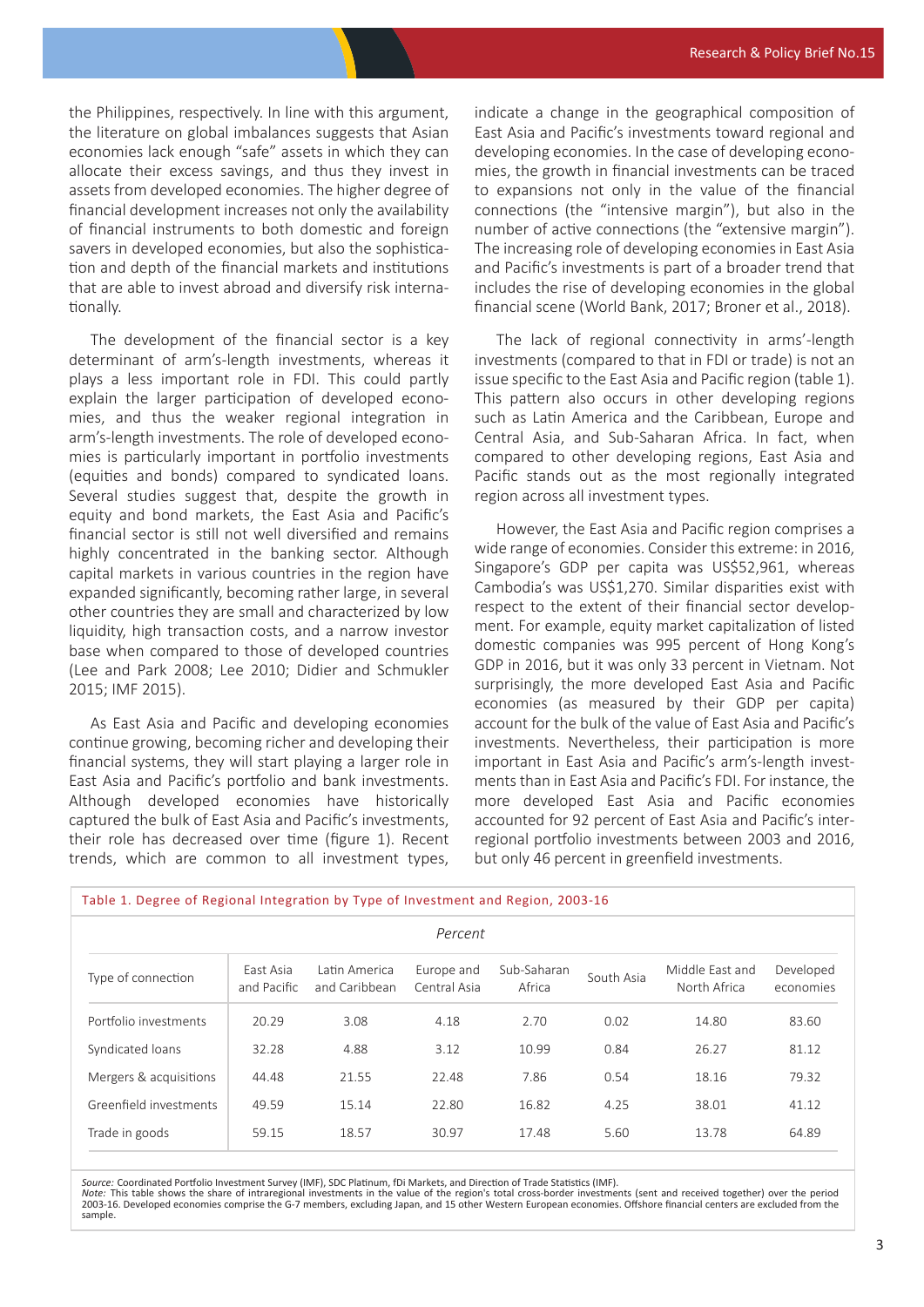the Philippines, respectively. In line with this argument, the literature on global imbalances suggests that Asian economies lack enough "safe" assets in which they can allocate their excess savings, and thus they invest in assets from developed economies. The higher degree of financial development increases not only the availability of financial instruments to both domestic and foreign savers in developed economies, but also the sophistication and depth of the financial markets and institutions that are able to invest abroad and diversify risk internationally.

The development of the financial sector is a key determinant of arm's-length investments, whereas it plays a less important role in FDI. This could partly explain the larger participation of developed economies, and thus the weaker regional integration in arm's-length investments. The role of developed economies is particularly important in portfolio investments (equities and bonds) compared to syndicated loans. Several studies suggest that, despite the growth in equity and bond markets, the East Asia and Pacific's financial sector is still not well diversified and remains highly concentrated in the banking sector. Although capital markets in various countries in the region have expanded significantly, becoming rather large, in several other countries they are small and characterized by low liquidity, high transaction costs, and a narrow investor base when compared to those of developed countries (Lee and Park 2008; Lee 2010; Didier and Schmukler 2015; IMF 2015).

As East Asia and Pacific and developing economies continue growing, becoming richer and developing their financial systems, they will start playing a larger role in East Asia and Pacific's portfolio and bank investments. Although developed economies have historically captured the bulk of East Asia and Pacific's investments, their role has decreased over time (figure 1). Recent trends, which are common to all investment types, indicate a change in the geographical composition of East Asia and Pacific's investments toward regional and developing economies. In the case of developing economies, the growth in financial investments can be traced to expansions not only in the value of the financial connections (the "intensive margin"), but also in the number of active connections (the "extensive margin"). The increasing role of developing economies in East Asia and Pacific's investments is part of a broader trend that includes the rise of developing economies in the global financial scene (World Bank, 2017; Broner et al., 2018).

The lack of regional connectivity in arms'-length investments (compared to that in FDI or trade) is not an issue specific to the East Asia and Pacific region (table 1). This pattern also occurs in other developing regions such as Latin America and the Caribbean, Europe and Central Asia, and Sub-Saharan Africa. In fact, when compared to other developing regions, East Asia and Pacific stands out as the most regionally integrated region across all investment types.

However, the East Asia and Pacific region comprises a wide range of economies. Consider this extreme: in 2016, Singapore's GDP per capita was US$52,961, whereas Cambodia's was US$1,270. Similar disparities exist with respect to the extent of their financial sector development. For example, equity market capitalization of listed domestic companies was 995 percent of Hong Kong's GDP in 2016, but it was only 33 percent in Vietnam. Not surprisingly, the more developed East Asia and Pacific economies (as measured by their GDP per capita) account for the bulk of the value of East Asia and Pacific's investments. Nevertheless, their participation is more important in East Asia and Pacific's arm's-length investments than in East Asia and Pacific's FDI. For instance, the more developed East Asia and Pacific economies accounted for 92 percent of East Asia and Pacific's interregional portfolio investments between 2003 and 2016, but only 46 percent in greenfield investments.

Table 1. Degree of Regional Integration by Type of Investment and Region, 2003-16

*Percent*

| Type of connection | East Asia and Pacific | Latin America and Caribbean | Europe and Central Asia | Sub-Saharan Africa | South Asia | Middle East and North Africa | Developed economies |
|---|---|---|---|---|---|---|---|
| Portfolio investments | 20.29 | 3.08 | 4.18 | 2.70 | 0.02 | 14.80 | 83.60 |
| Syndicated loans | 32.28 | 4.88 | 3.12 | 10.99 | 0.84 | 26.27 | 81.12 |
| Mergers & acquisitions | 44.48 | 21.55 | 22.48 | 7.86 | 0.54 | 18.16 | 79.32 |
| Greenfield investments | 49.59 | 15.14 | 22.80 | 16.82 | 4.25 | 38.01 | 41.12 |
| Trade in goods | 59.15 | 18.57 | 30.97 | 17.48 | 5.60 | 13.78 | 64.89 |

*Source:* Coordinated Portfolio Investment Survey (IMF), SDC Platinum, fDi Markets, and Direction of Trade Statistics (IMF).
*Note:* This table shows the share of intraregional investments in the value of the region's total cross-border investments (sent and received together) over the period 2003-16. Developed economies comprise the G-7 members, excluding Japan, and 15 other Western European economies. Offshore financial centers are excluded from the sample.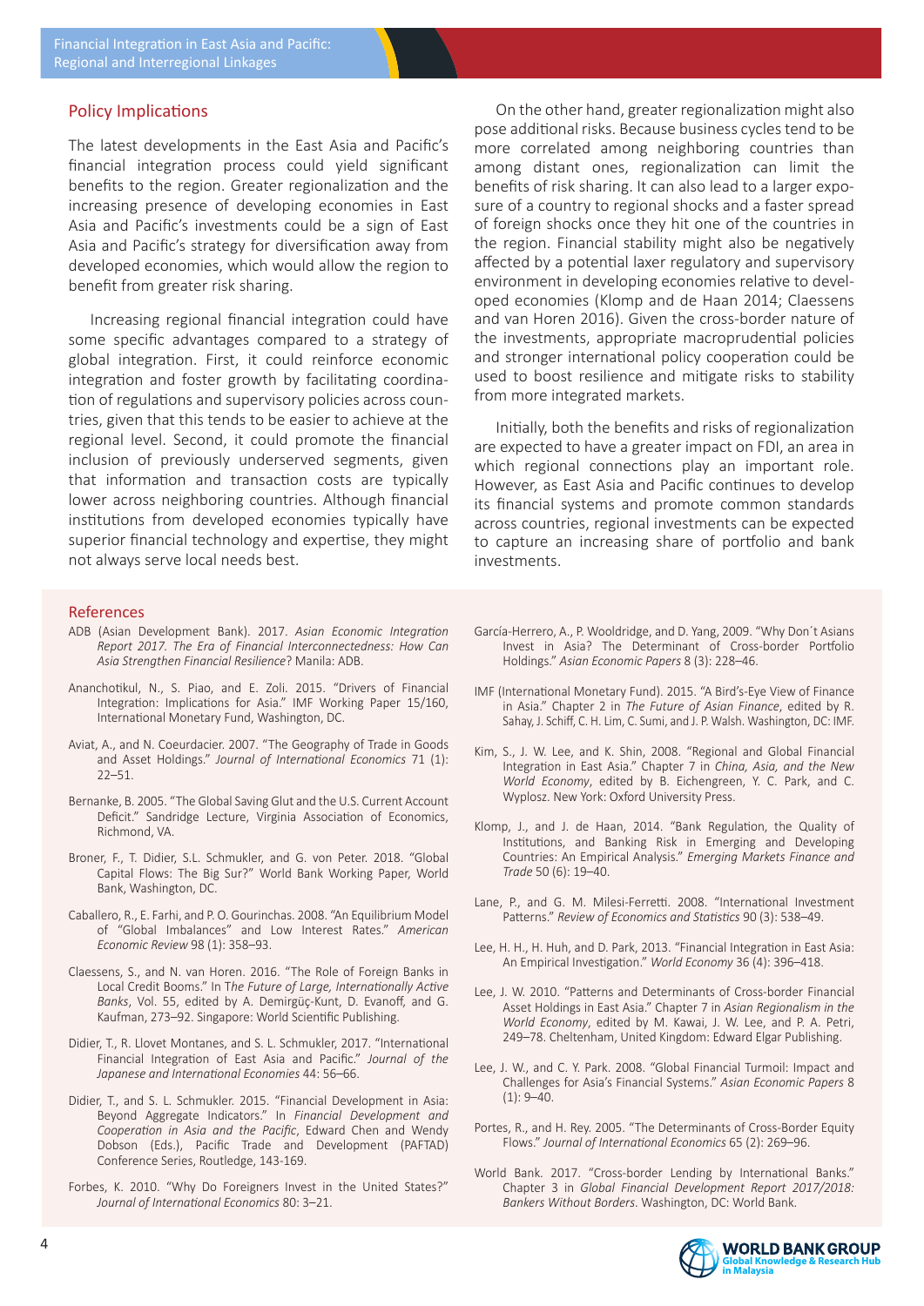## Policy Implications

The latest developments in the East Asia and Pacific's financial integration process could yield significant benefits to the region. Greater regionalization and the increasing presence of developing economies in East Asia and Pacific's investments could be a sign of East Asia and Pacific's strategy for diversification away from developed economies, which would allow the region to benefit from greater risk sharing.

Increasing regional financial integration could have some specific advantages compared to a strategy of global integration. First, it could reinforce economic integration and foster growth by facilitating coordination of regulations and supervisory policies across countries, given that this tends to be easier to achieve at the regional level. Second, it could promote the financial inclusion of previously underserved segments, given that information and transaction costs are typically lower across neighboring countries. Although financial institutions from developed economies typically have superior financial technology and expertise, they might not always serve local needs best.

On the other hand, greater regionalization might also pose additional risks. Because business cycles tend to be more correlated among neighboring countries than among distant ones, regionalization can limit the benefits of risk sharing. It can also lead to a larger exposure of a country to regional shocks and a faster spread of foreign shocks once they hit one of the countries in the region. Financial stability might also be negatively affected by a potential laxer regulatory and supervisory environment in developing economies relative to developed economies (Klomp and de Haan 2014; Claessens and van Horen 2016). Given the cross-border nature of the investments, appropriate macroprudential policies and stronger international policy cooperation could be used to boost resilience and mitigate risks to stability from more integrated markets.

Initially, both the benefits and risks of regionalization are expected to have a greater impact on FDI, an area in which regional connections play an important role. However, as East Asia and Pacific continues to develop its financial systems and promote common standards across countries, regional investments can be expected to capture an increasing share of portfolio and bank investments.

## References

ADB (Asian Development Bank). 2017. *Asian Economic Integration Report 2017. The Era of Financial Interconnectedness: How Can Asia Strengthen Financial Resilience*? Manila: ADB.

Ananchotikul, N., S. Piao, and E. Zoli. 2015. "Drivers of Financial Integration: Implications for Asia." IMF Working Paper 15/160, International Monetary Fund, Washington, DC.

Aviat, A., and N. Coeurdacier. 2007. "The Geography of Trade in Goods and Asset Holdings." *Journal of International Economics* 71 (1): 22–51.

Bernanke, B. 2005. "The Global Saving Glut and the U.S. Current Account Deficit." Sandridge Lecture, Virginia Association of Economics, Richmond, VA.

Broner, F., T. Didier, S.L. Schmukler, and G. von Peter. 2018. "Global Capital Flows: The Big Sur?" World Bank Working Paper, World Bank, Washington, DC.

Caballero, R., E. Farhi, and P. O. Gourinchas. 2008. "An Equilibrium Model of "Global Imbalances" and Low Interest Rates." *American Economic Review* 98 (1): 358–93.

Claessens, S., and N. van Horen. 2016. "The Role of Foreign Banks in Local Credit Booms." In T*he Future of Large, Internationally Active Banks*, Vol. 55, edited by A. Demirgüç-Kunt, D. Evanoff, and G. Kaufman, 273–92. Singapore: World Scientific Publishing.

Didier, T., R. Llovet Montanes, and S. L. Schmukler, 2017. "International Financial Integration of East Asia and Pacific." *Journal of the Japanese and International Economies* 44: 56–66.

Didier, T., and S. L. Schmukler. 2015. "Financial Development in Asia: Beyond Aggregate Indicators." In *Financial Development and Cooperation in Asia and the Pacific*, Edward Chen and Wendy Dobson (Eds.), Pacific Trade and Development (PAFTAD) Conference Series, Routledge, 143-169.

Forbes, K. 2010. "Why Do Foreigners Invest in the United States?" *Journal of International Economics* 80: 3–21.

García-Herrero, A., P. Wooldridge, and D. Yang, 2009. "Why Don´t Asians Invest in Asia? The Determinant of Cross-border Portfolio Holdings." *Asian Economic Papers* 8 (3): 228–46.

IMF (International Monetary Fund). 2015. "A Bird's-Eye View of Finance in Asia." Chapter 2 in *The Future of Asian Finance*, edited by R. Sahay, J. Schiff, C. H. Lim, C. Sumi, and J. P. Walsh. Washington, DC: IMF.

Kim, S., J. W. Lee, and K. Shin, 2008. "Regional and Global Financial Integration in East Asia." Chapter 7 in *China, Asia, and the New World Economy*, edited by B. Eichengreen, Y. C. Park, and C. Wyplosz. New York: Oxford University Press.

Klomp, J., and J. de Haan, 2014. "Bank Regulation, the Quality of Institutions, and Banking Risk in Emerging and Developing Countries: An Empirical Analysis." *Emerging Markets Finance and Trade* 50 (6): 19–40.

Lane, P., and G. M. Milesi-Ferretti. 2008. "International Investment Patterns." *Review of Economics and Statistics* 90 (3): 538–49.

Lee, H. H., H. Huh, and D. Park, 2013. "Financial Integration in East Asia: An Empirical Investigation." *World Economy* 36 (4): 396–418.

Lee, J. W. 2010. "Patterns and Determinants of Cross-border Financial Asset Holdings in East Asia." Chapter 7 in *Asian Regionalism in the World Economy*, edited by M. Kawai, J. W. Lee, and P. A. Petri, 249–78. Cheltenham, United Kingdom: Edward Elgar Publishing.

Lee, J. W., and C. Y. Park. 2008. "Global Financial Turmoil: Impact and Challenges for Asia's Financial Systems." *Asian Economic Papers* 8 (1): 9–40.

Portes, R., and H. Rey. 2005. "The Determinants of Cross-Border Equity Flows." *Journal of International Economics* 65 (2): 269–96.

World Bank. 2017. "Cross-border Lending by International Banks." Chapter 3 in *Global Financial Development Report 2017/2018: Bankers Without Borders*. Washington, DC: World Bank.